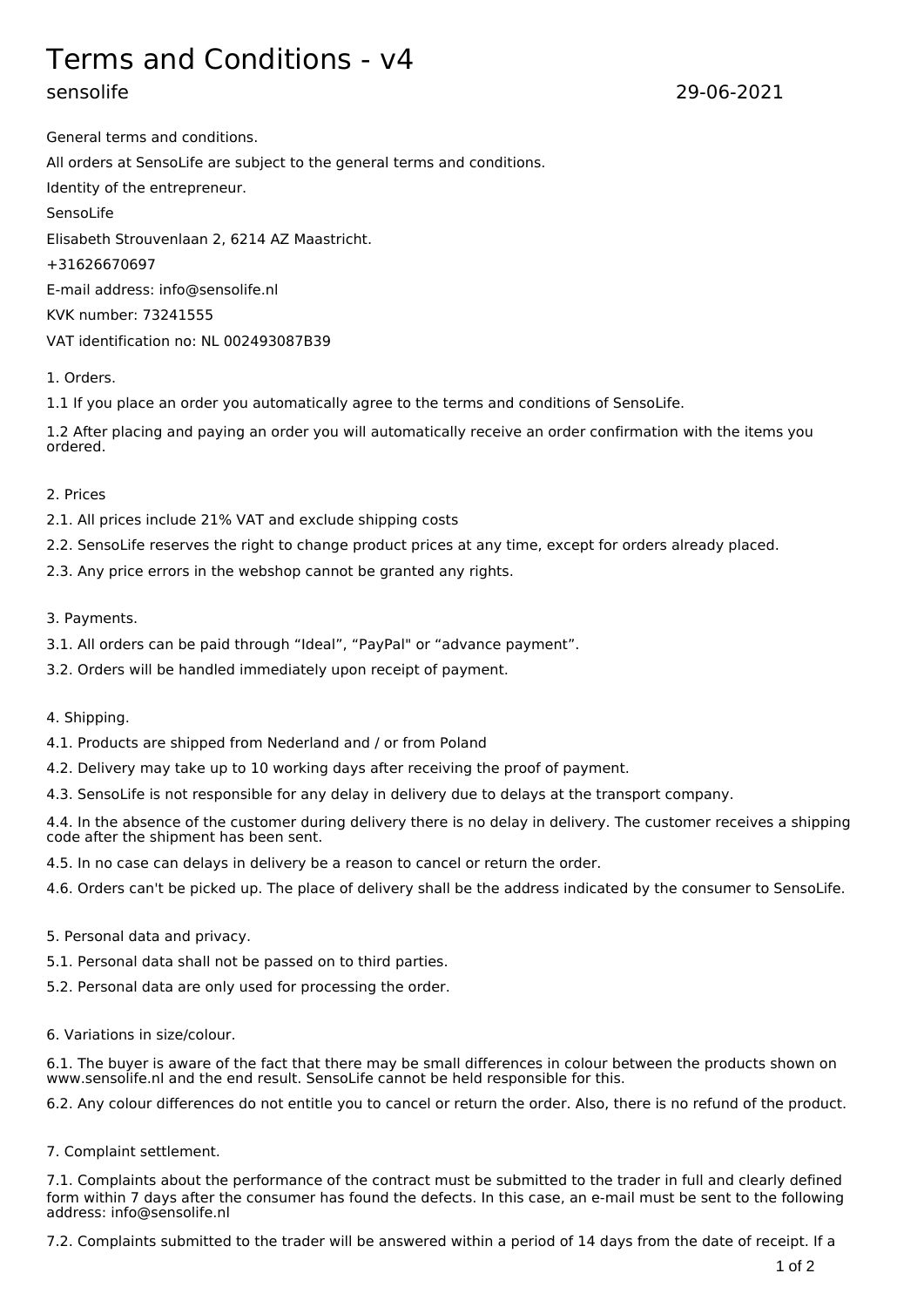# Terms and Conditions - v4

sensolife 29-06-2021

General terms and conditions.

All orders at SensoLife are subject to the general terms and conditions.

Identity of the entrepreneur.

SensoLife

Elisabeth Strouvenlaan 2, 6214 AZ Maastricht.

+31626670697

E-mail address: info@sensolife.nl

KVK number: 73241555

VAT identification no: NL 002493087B39

1. Orders.

1.1 If you place an order you automatically agree to the terms and conditions of SensoLife.

1.2 After placing and paying an order you will automatically receive an order confirmation with the items you ordered.

2. Prices

2.1. All prices include 21% VAT and exclude shipping costs

2.2. SensoLife reserves the right to change product prices at any time, except for orders already placed.

2.3. Any price errors in the webshop cannot be granted any rights.

3. Payments.

3.1. All orders can be paid through "Ideal", "PayPal" or "advance payment".

3.2. Orders will be handled immediately upon receipt of payment.

4. Shipping.

4.1. Products are shipped from Nederland and / or from Poland

4.2. Delivery may take up to 10 working days after receiving the proof of payment.

4.3. SensoLife is not responsible for any delay in delivery due to delays at the transport company.

4.4. In the absence of the customer during delivery there is no delay in delivery. The customer receives a shipping code after the shipment has been sent.

4.5. In no case can delays in delivery be a reason to cancel or return the order.

4.6. Orders can't be picked up. The place of delivery shall be the address indicated by the consumer to SensoLife.

5. Personal data and privacy.

5.1. Personal data shall not be passed on to third parties.

5.2. Personal data are only used for processing the order.

6. Variations in size/colour.

6.1. The buyer is aware of the fact that there may be small differences in colour between the products shown on www.sensolife.nl and the end result. SensoLife cannot be held responsible for this.

6.2. Any colour differences do not entitle you to cancel or return the order. Also, there is no refund of the product.

7. Complaint settlement.

7.1. Complaints about the performance of the contract must be submitted to the trader in full and clearly defined form within 7 days after the consumer has found the defects. In this case, an e-mail must be sent to the following address: info@sensolife.nl

7.2. Complaints submitted to the trader will be answered within a period of 14 days from the date of receipt. If a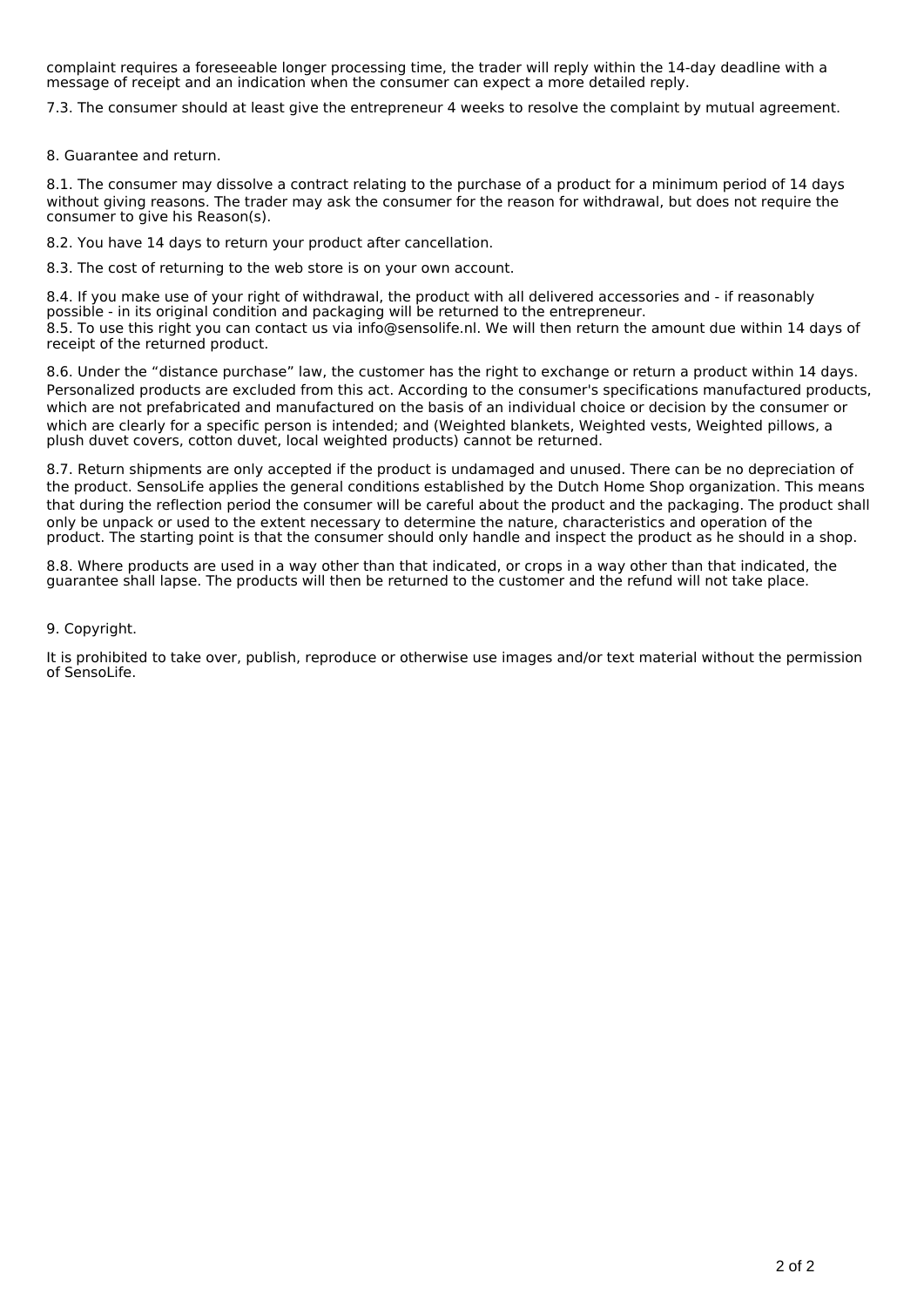complaint requires a foreseeable longer processing time, the trader will reply within the 14-day deadline with a message of receipt and an indication when the consumer can expect a more detailed reply.

7.3. The consumer should at least give the entrepreneur 4 weeks to resolve the complaint by mutual agreement.

8. Guarantee and return.

8.1. The consumer may dissolve a contract relating to the purchase of a product for a minimum period of 14 days without giving reasons. The trader may ask the consumer for the reason for withdrawal, but does not require the consumer to give his Reason(s).

8.2. You have 14 days to return your product after cancellation.

8.3. The cost of returning to the web store is on your own account.

8.4. If you make use of your right of withdrawal, the product with all delivered accessories and - if reasonably possible - in its original condition and packaging will be returned to the entrepreneur.
8.5. To use this right you can contact us via info@sensolife.nl. We will then return the amount due within 14 days of receipt of the returned product.

8.6. Under the “distance purchase” law, the customer has the right to exchange or return a product within 14 days. Personalized products are excluded from this act. According to the consumer's specifications manufactured products, which are not prefabricated and manufactured on the basis of an individual choice or decision by the consumer or which are clearly for a specific person is intended; and (Weighted blankets, Weighted vests, Weighted pillows, a plush duvet covers, cotton duvet, local weighted products) cannot be returned.

8.7. Return shipments are only accepted if the product is undamaged and unused. There can be no depreciation of the product. SensoLife applies the general conditions established by the Dutch Home Shop organization. This means that during the reflection period the consumer will be careful about the product and the packaging. The product shall only be unpack or used to the extent necessary to determine the nature, characteristics and operation of the product. The starting point is that the consumer should only handle and inspect the product as he should in a shop.

8.8. Where products are used in a way other than that indicated, or crops in a way other than that indicated, the guarantee shall lapse. The products will then be returned to the customer and the refund will not take place.

9. Copyright.

It is prohibited to take over, publish, reproduce or otherwise use images and/or text material without the permission of SensoLife.